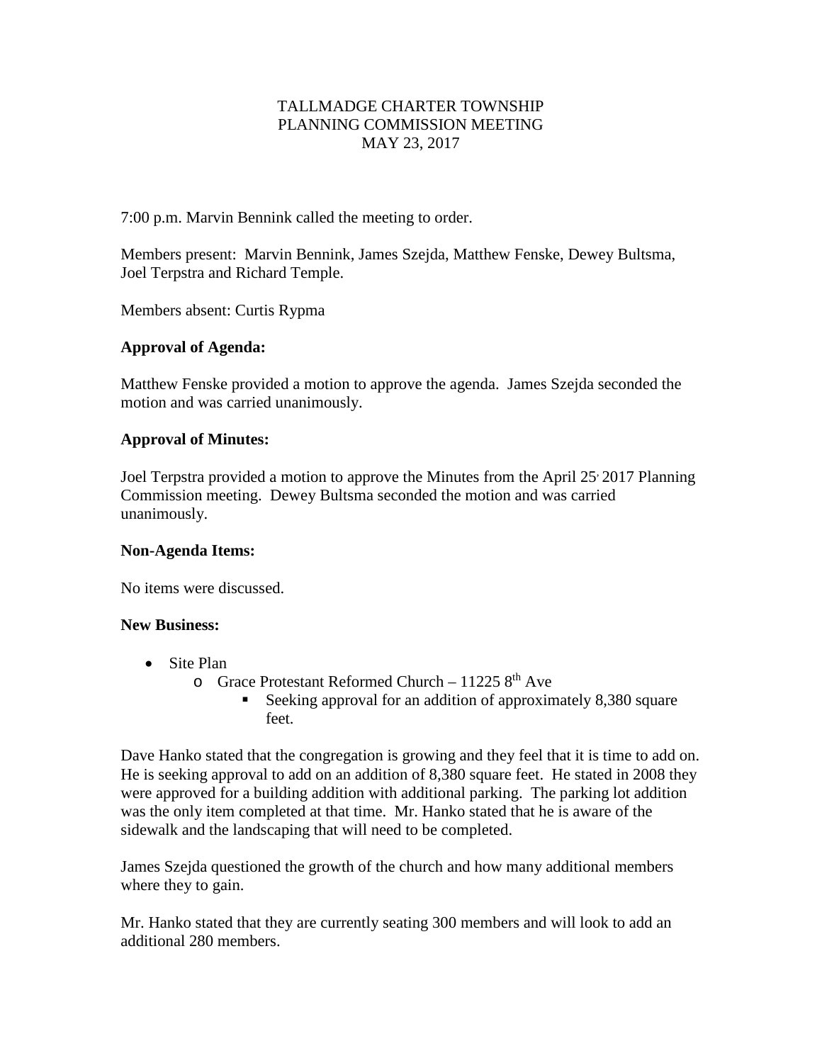TALLMADGE CHARTER TOWNSHIP
PLANNING COMMISSION MEETING
MAY 23, 2017

7:00 p.m. Marvin Bennink called the meeting to order.

Members present: Marvin Bennink, James Szejda, Matthew Fenske, Dewey Bultsma, Joel Terpstra and Richard Temple.

Members absent: Curtis Rypma

**Approval of Agenda:**

Matthew Fenske provided a motion to approve the agenda. James Szejda seconded the motion and was carried unanimously.

**Approval of Minutes:**

Joel Terpstra provided a motion to approve the Minutes from the April 25, 2017 Planning Commission meeting. Dewey Bultsma seconded the motion and was carried unanimously.

**Non-Agenda Items:**

No items were discussed.

**New Business:**

- Site Plan
  - Grace Protestant Reformed Church – 11225 8th Ave
    - Seeking approval for an addition of approximately 8,380 square feet.

Dave Hanko stated that the congregation is growing and they feel that it is time to add on. He is seeking approval to add on an addition of 8,380 square feet. He stated in 2008 they were approved for a building addition with additional parking. The parking lot addition was the only item completed at that time. Mr. Hanko stated that he is aware of the sidewalk and the landscaping that will need to be completed.

James Szejda questioned the growth of the church and how many additional members where they to gain.

Mr. Hanko stated that they are currently seating 300 members and will look to add an additional 280 members.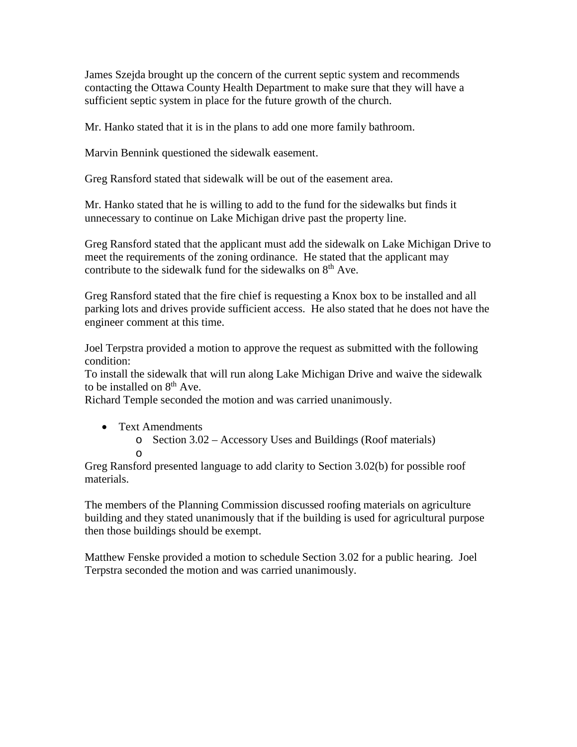James Szejda brought up the concern of the current septic system and recommends contacting the Ottawa County Health Department to make sure that they will have a sufficient septic system in place for the future growth of the church.

Mr. Hanko stated that it is in the plans to add one more family bathroom.

Marvin Bennink questioned the sidewalk easement.

Greg Ransford stated that sidewalk will be out of the easement area.

Mr. Hanko stated that he is willing to add to the fund for the sidewalks but finds it unnecessary to continue on Lake Michigan drive past the property line.

Greg Ransford stated that the applicant must add the sidewalk on Lake Michigan Drive to meet the requirements of the zoning ordinance. He stated that the applicant may contribute to the sidewalk fund for the sidewalks on 8th Ave.

Greg Ransford stated that the fire chief is requesting a Knox box to be installed and all parking lots and drives provide sufficient access. He also stated that he does not have the engineer comment at this time.

Joel Terpstra provided a motion to approve the request as submitted with the following condition:
To install the sidewalk that will run along Lake Michigan Drive and waive the sidewalk to be installed on 8th Ave.
Richard Temple seconded the motion and was carried unanimously.

- Text Amendments
  - Section 3.02 – Accessory Uses and Buildings (Roof materials)
  - 

Greg Ransford presented language to add clarity to Section 3.02(b) for possible roof materials.

The members of the Planning Commission discussed roofing materials on agriculture building and they stated unanimously that if the building is used for agricultural purpose then those buildings should be exempt.

Matthew Fenske provided a motion to schedule Section 3.02 for a public hearing. Joel Terpstra seconded the motion and was carried unanimously.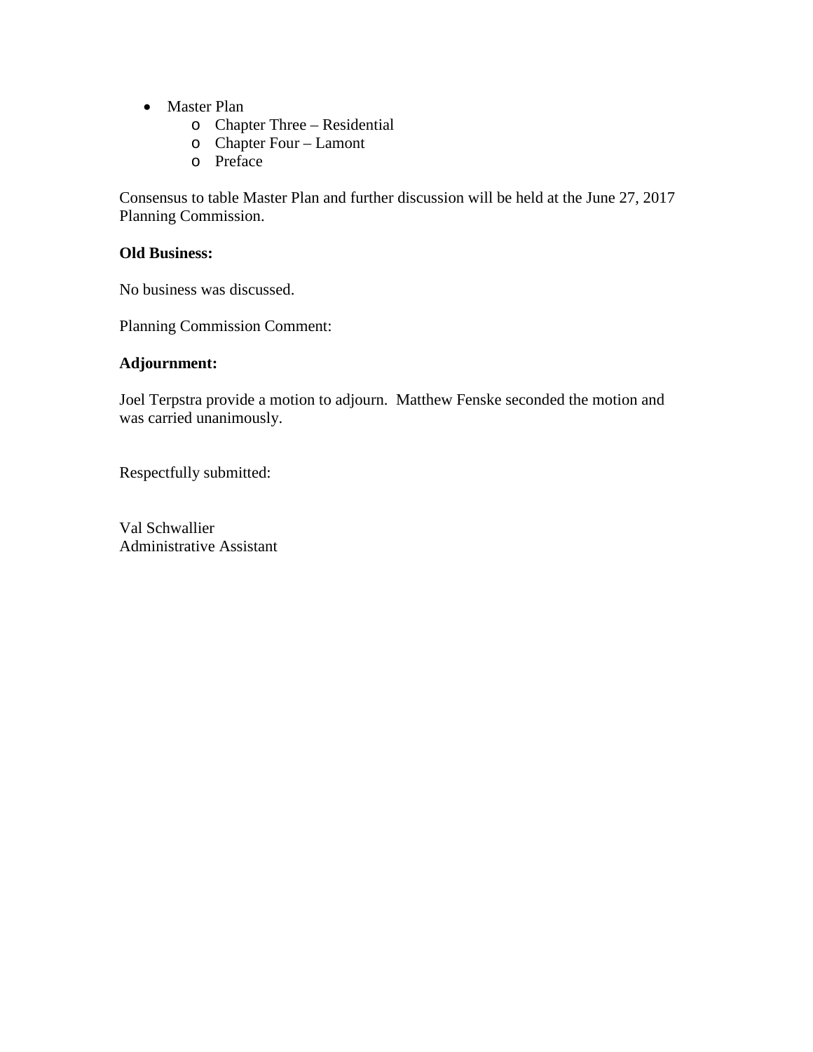- Master Plan
  - Chapter Three – Residential
  - Chapter Four – Lamont
  - Preface

Consensus to table Master Plan and further discussion will be held at the June 27, 2017 Planning Commission.

**Old Business:**

No business was discussed.

Planning Commission Comment:

**Adjournment:**

Joel Terpstra provide a motion to adjourn. Matthew Fenske seconded the motion and was carried unanimously.

Respectfully submitted:

Val Schwallier
Administrative Assistant